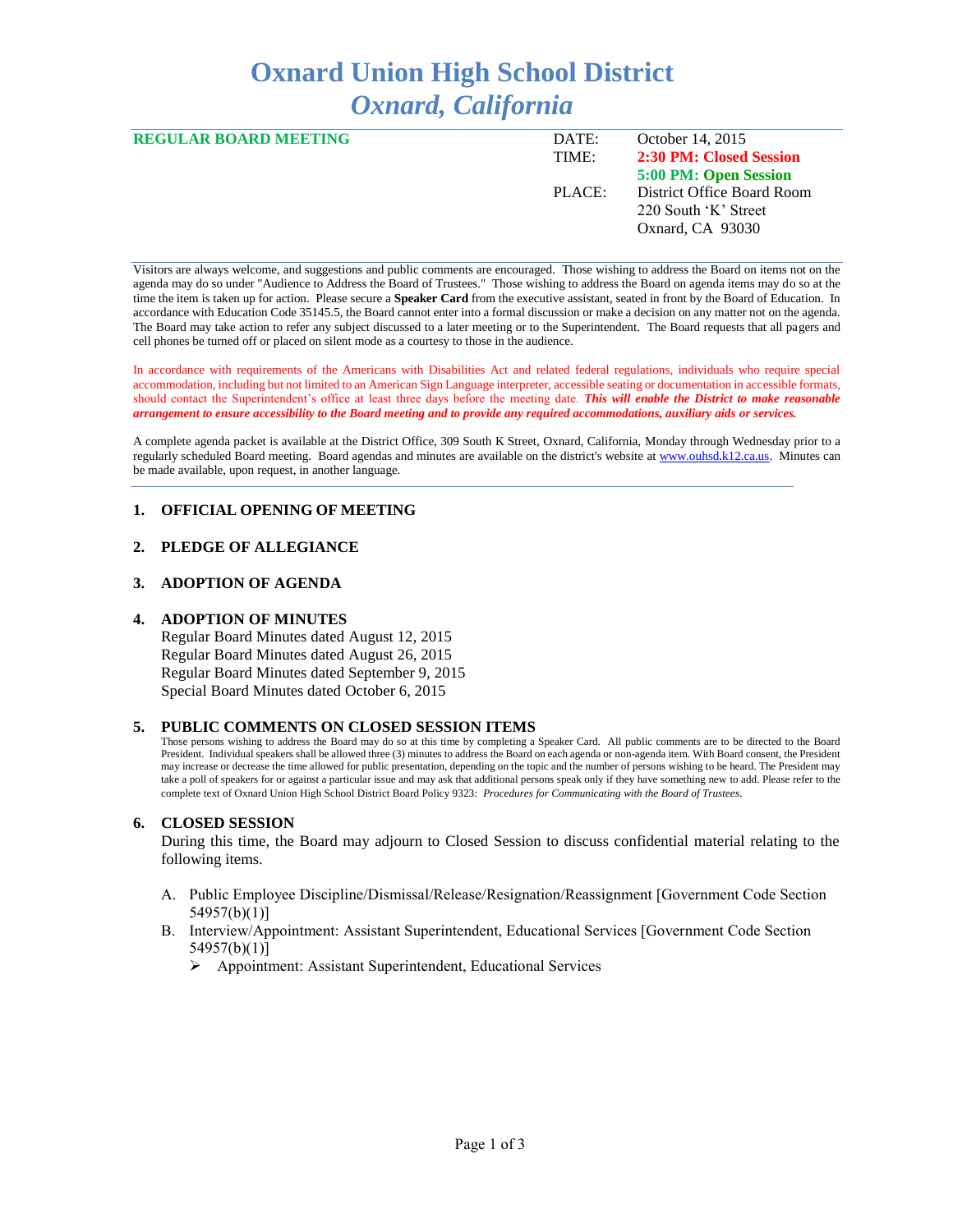# Oxnard Union High School District
## *Oxnard, California*

**REGULAR BOARD MEETING**

| | |
|---|---|
| DATE: | October 14, 2015 |
| TIME: | **2:30 PM: Closed Session** |
| | **5:00 PM: Open Session** |
| PLACE: | District Office Board Room |
| | 220 South 'K' Street |
| | Oxnard, CA 93030 |

Visitors are always welcome, and suggestions and public comments are encouraged. Those wishing to address the Board on items not on the agenda may do so under "Audience to Address the Board of Trustees." Those wishing to address the Board on agenda items may do so at the time the item is taken up for action. Please secure a **Speaker Card** from the executive assistant, seated in front by the Board of Education. In accordance with Education Code 35145.5, the Board cannot enter into a formal discussion or make a decision on any matter not on the agenda. The Board may take action to refer any subject discussed to a later meeting or to the Superintendent. The Board requests that all pagers and cell phones be turned off or placed on silent mode as a courtesy to those in the audience.

In accordance with requirements of the Americans with Disabilities Act and related federal regulations, individuals who require special accommodation, including but not limited to an American Sign Language interpreter, accessible seating or documentation in accessible formats, should contact the Superintendent's office at least three days before the meeting date. ***This will enable the District to make reasonable arrangement to ensure accessibility to the Board meeting and to provide any required accommodations, auxiliary aids or services.***

A complete agenda packet is available at the District Office, 309 South K Street, Oxnard, California, Monday through Wednesday prior to a regularly scheduled Board meeting. Board agendas and minutes are available on the district's website at www.ouhsd.k12.ca.us. Minutes can be made available, upon request, in another language.

### 1. OFFICIAL OPENING OF MEETING

### 2. PLEDGE OF ALLEGIANCE

### 3. ADOPTION OF AGENDA

### 4. ADOPTION OF MINUTES

Regular Board Minutes dated August 12, 2015
Regular Board Minutes dated August 26, 2015
Regular Board Minutes dated September 9, 2015
Special Board Minutes dated October 6, 2015

### 5. PUBLIC COMMENTS ON CLOSED SESSION ITEMS

Those persons wishing to address the Board may do so at this time by completing a Speaker Card. All public comments are to be directed to the Board President. Individual speakers shall be allowed three (3) minutes to address the Board on each agenda or non-agenda item. With Board consent, the President may increase or decrease the time allowed for public presentation, depending on the topic and the number of persons wishing to be heard. The President may take a poll of speakers for or against a particular issue and may ask that additional persons speak only if they have something new to add. Please refer to the complete text of Oxnard Union High School District Board Policy 9323: *Procedures for Communicating with the Board of Trustees*.

### 6. CLOSED SESSION

During this time, the Board may adjourn to Closed Session to discuss confidential material relating to the following items.

A. Public Employee Discipline/Dismissal/Release/Resignation/Reassignment [Government Code Section 54957(b)(1)]
B. Interview/Appointment: Assistant Superintendent, Educational Services [Government Code Section 54957(b)(1)]
   - Appointment: Assistant Superintendent, Educational Services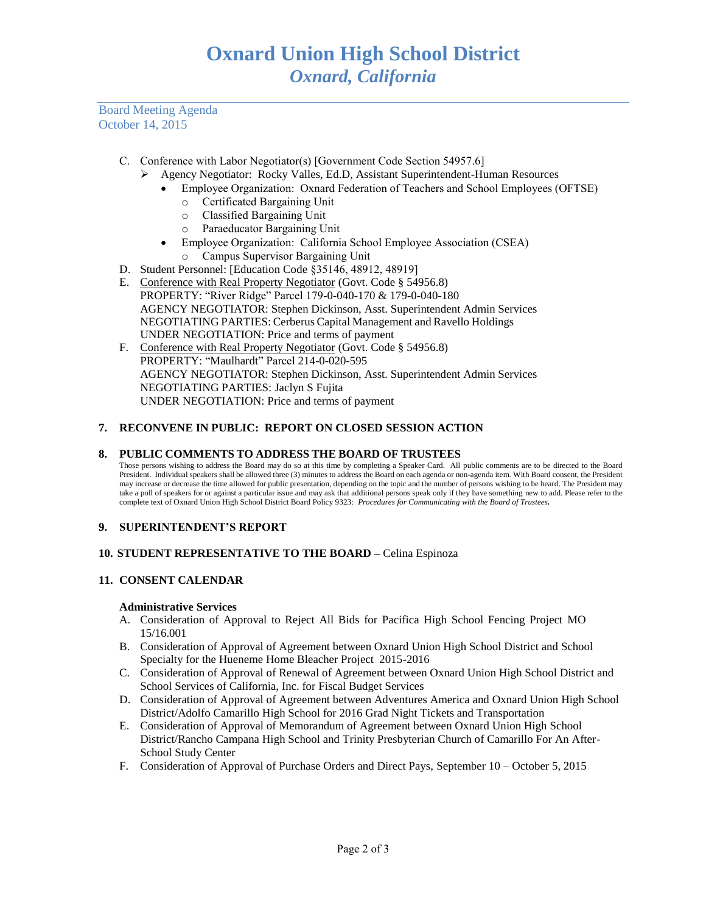Oxnard Union High School District
*Oxnard, California*

Board Meeting Agenda
October 14, 2015

C. Conference with Labor Negotiator(s) [Government Code Section 54957.6]
   - Agency Negotiator: Rocky Valles, Ed.D, Assistant Superintendent-Human Resources
     - Employee Organization: Oxnard Federation of Teachers and School Employees (OFTSE)
       - Certificated Bargaining Unit
       - Classified Bargaining Unit
       - Paraeducator Bargaining Unit
     - Employee Organization: California School Employee Association (CSEA)
       - Campus Supervisor Bargaining Unit

D. Student Personnel: [Education Code §35146, 48912, 48919]

E. Conference with Real Property Negotiator (Govt. Code § 54956.8)
   PROPERTY: "River Ridge" Parcel 179-0-040-170 & 179-0-040-180
   AGENCY NEGOTIATOR: Stephen Dickinson, Asst. Superintendent Admin Services
   NEGOTIATING PARTIES: Cerberus Capital Management and Ravello Holdings
   UNDER NEGOTIATION: Price and terms of payment

F. Conference with Real Property Negotiator (Govt. Code § 54956.8)
   PROPERTY: "Maulhardt" Parcel 214-0-020-595
   AGENCY NEGOTIATOR: Stephen Dickinson, Asst. Superintendent Admin Services
   NEGOTIATING PARTIES: Jaclyn S Fujita
   UNDER NEGOTIATION: Price and terms of payment

## 7. RECONVENE IN PUBLIC: REPORT ON CLOSED SESSION ACTION

## 8. PUBLIC COMMENTS TO ADDRESS THE BOARD OF TRUSTEES

Those persons wishing to address the Board may do so at this time by completing a Speaker Card. All public comments are to be directed to the Board President. Individual speakers shall be allowed three (3) minutes to address the Board on each agenda or non-agenda item. With Board consent, the President may increase or decrease the time allowed for public presentation, depending on the topic and the number of persons wishing to be heard. The President may take a poll of speakers for or against a particular issue and may ask that additional persons speak only if they have something new to add. Please refer to the complete text of Oxnard Union High School District Board Policy 9323: *Procedures for Communicating with the Board of Trustees.*

## 9. SUPERINTENDENT'S REPORT

## 10. STUDENT REPRESENTATIVE TO THE BOARD – Celina Espinoza

## 11. CONSENT CALENDAR

**Administrative Services**

A. Consideration of Approval to Reject All Bids for Pacifica High School Fencing Project MO 15/16.001
B. Consideration of Approval of Agreement between Oxnard Union High School District and School Specialty for the Hueneme Home Bleacher Project 2015-2016
C. Consideration of Approval of Renewal of Agreement between Oxnard Union High School District and School Services of California, Inc. for Fiscal Budget Services
D. Consideration of Approval of Agreement between Adventures America and Oxnard Union High School District/Adolfo Camarillo High School for 2016 Grad Night Tickets and Transportation
E. Consideration of Approval of Memorandum of Agreement between Oxnard Union High School District/Rancho Campana High School and Trinity Presbyterian Church of Camarillo For An After-School Study Center
F. Consideration of Approval of Purchase Orders and Direct Pays, September 10 – October 5, 2015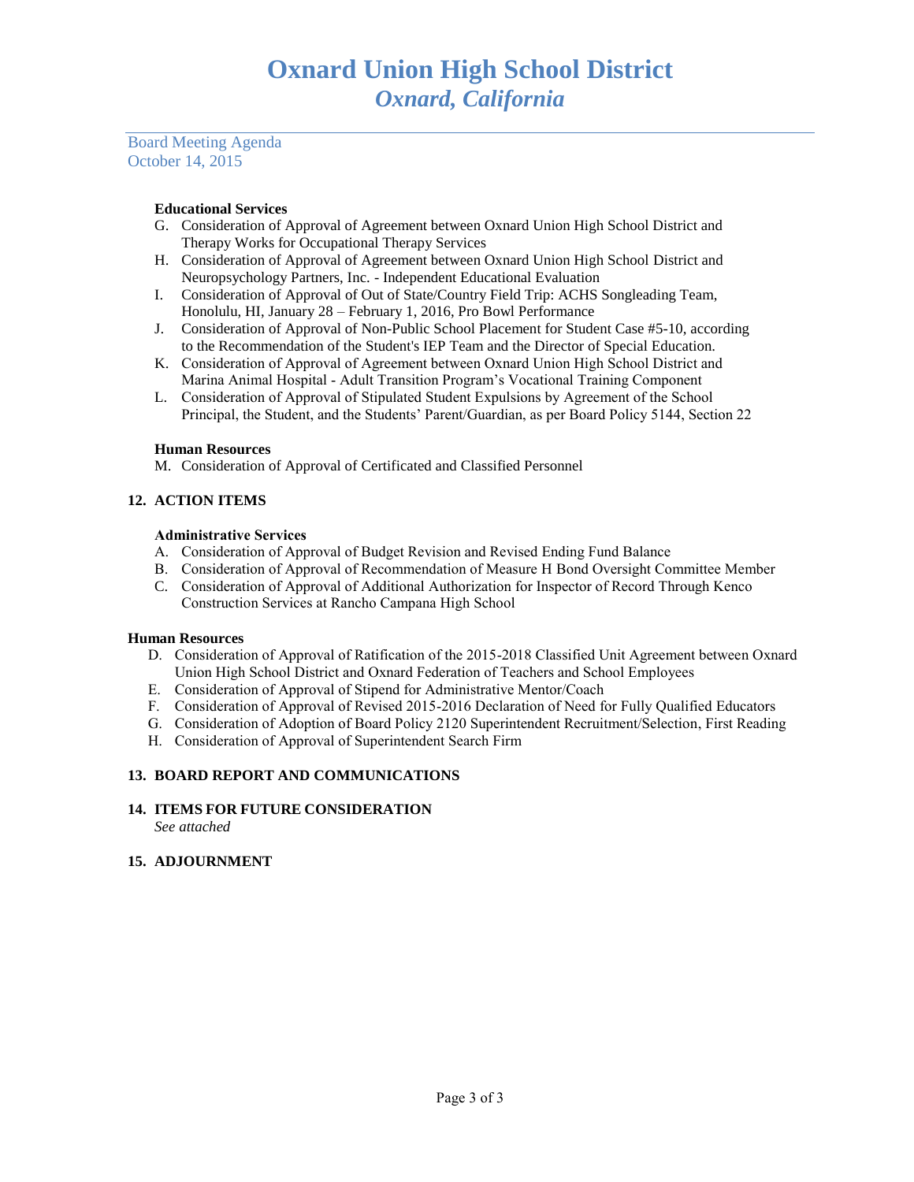**Educational Services**

G. Consideration of Approval of Agreement between Oxnard Union High School District and Therapy Works for Occupational Therapy Services
H. Consideration of Approval of Agreement between Oxnard Union High School District and Neuropsychology Partners, Inc. - Independent Educational Evaluation
I. Consideration of Approval of Out of State/Country Field Trip: ACHS Songleading Team, Honolulu, HI, January 28 – February 1, 2016, Pro Bowl Performance
J. Consideration of Approval of Non-Public School Placement for Student Case #5-10, according to the Recommendation of the Student's IEP Team and the Director of Special Education.
K. Consideration of Approval of Agreement between Oxnard Union High School District and Marina Animal Hospital - Adult Transition Program's Vocational Training Component
L. Consideration of Approval of Stipulated Student Expulsions by Agreement of the School Principal, the Student, and the Students' Parent/Guardian, as per Board Policy 5144, Section 22

**Human Resources**

M. Consideration of Approval of Certificated and Classified Personnel

## 12. ACTION ITEMS

**Administrative Services**

A. Consideration of Approval of Budget Revision and Revised Ending Fund Balance
B. Consideration of Approval of Recommendation of Measure H Bond Oversight Committee Member
C. Consideration of Approval of Additional Authorization for Inspector of Record Through Kenco Construction Services at Rancho Campana High School

**Human Resources**

D. Consideration of Approval of Ratification of the 2015-2018 Classified Unit Agreement between Oxnard Union High School District and Oxnard Federation of Teachers and School Employees
E. Consideration of Approval of Stipend for Administrative Mentor/Coach
F. Consideration of Approval of Revised 2015-2016 Declaration of Need for Fully Qualified Educators
G. Consideration of Adoption of Board Policy 2120 Superintendent Recruitment/Selection, First Reading
H. Consideration of Approval of Superintendent Search Firm

## 13. BOARD REPORT AND COMMUNICATIONS

## 14. ITEMS FOR FUTURE CONSIDERATION

*See attached*

## 15. ADJOURNMENT